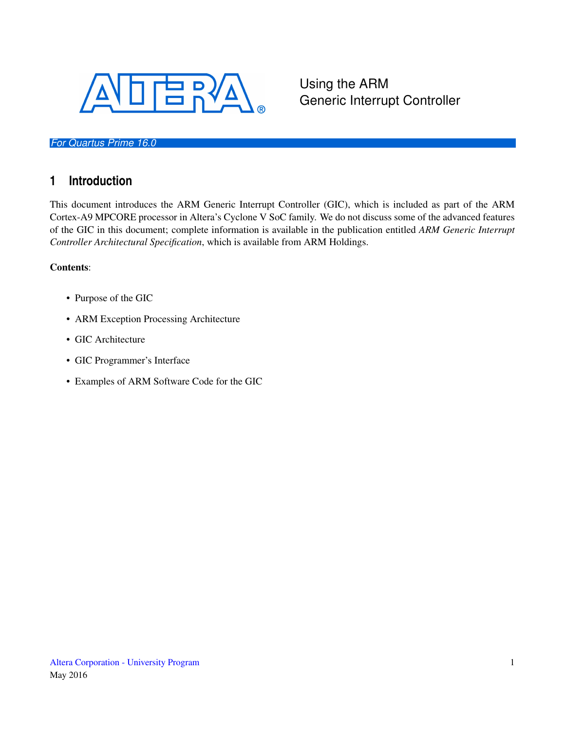# Using the ARM Generic Interrupt Controller

*For Quartus Prime 16.0*

## 1 Introduction

This document introduces the ARM Generic Interrupt Controller (GIC), which is included as part of the ARM Cortex-A9 MPCORE processor in Altera's Cyclone V SoC family. We do not discuss some of the advanced features of the GIC in this document; complete information is available in the publication entitled *ARM Generic Interrupt Controller Architectural Specification*, which is available from ARM Holdings.

**Contents**:

- Purpose of the GIC
- ARM Exception Processing Architecture
- GIC Architecture
- GIC Programmer's Interface
- Examples of ARM Software Code for the GIC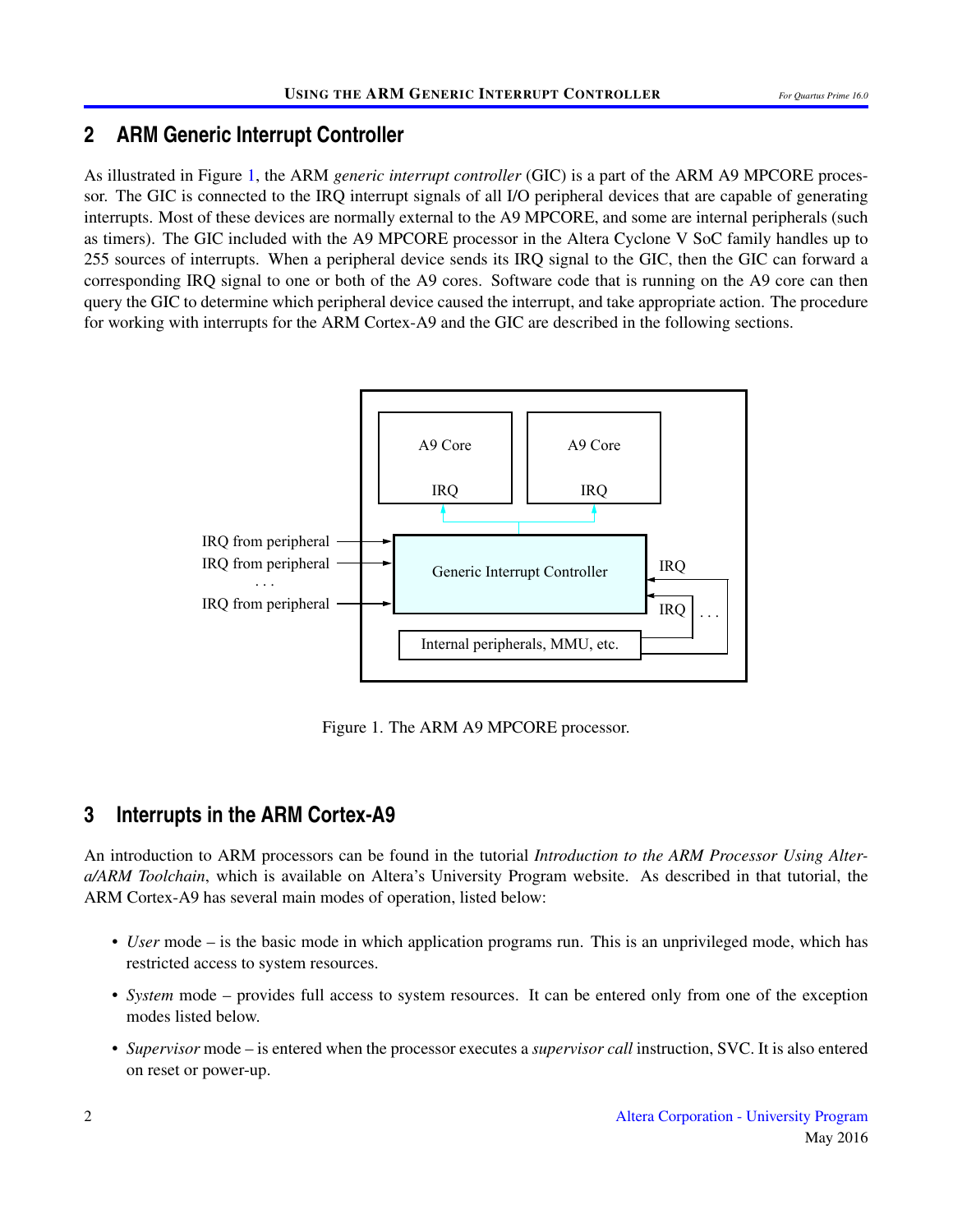## 2 ARM Generic Interrupt Controller

As illustrated in Figure 1, the ARM *generic interrupt controller* (GIC) is a part of the ARM A9 MPCORE processor. The GIC is connected to the IRQ interrupt signals of all I/O peripheral devices that are capable of generating interrupts. Most of these devices are normally external to the A9 MPCORE, and some are internal peripherals (such as timers). The GIC included with the A9 MPCORE processor in the Altera Cyclone V SoC family handles up to 255 sources of interrupts. When a peripheral device sends its IRQ signal to the GIC, then the GIC can forward a corresponding IRQ signal to one or both of the A9 cores. Software code that is running on the A9 core can then query the GIC to determine which peripheral device caused the interrupt, and take appropriate action. The procedure for working with interrupts for the ARM Cortex-A9 and the GIC are described in the following sections.

Figure 1. The ARM A9 MPCORE processor.

## 3 Interrupts in the ARM Cortex-A9

An introduction to ARM processors can be found in the tutorial *Introduction to the ARM Processor Using Altera/ARM Toolchain*, which is available on Altera's University Program website. As described in that tutorial, the ARM Cortex-A9 has several main modes of operation, listed below:

- *User* mode – is the basic mode in which application programs run. This is an unprivileged mode, which has restricted access to system resources.
- *System* mode – provides full access to system resources. It can be entered only from one of the exception modes listed below.
- *Supervisor* mode – is entered when the processor executes a *supervisor call* instruction, SVC. It is also entered on reset or power-up.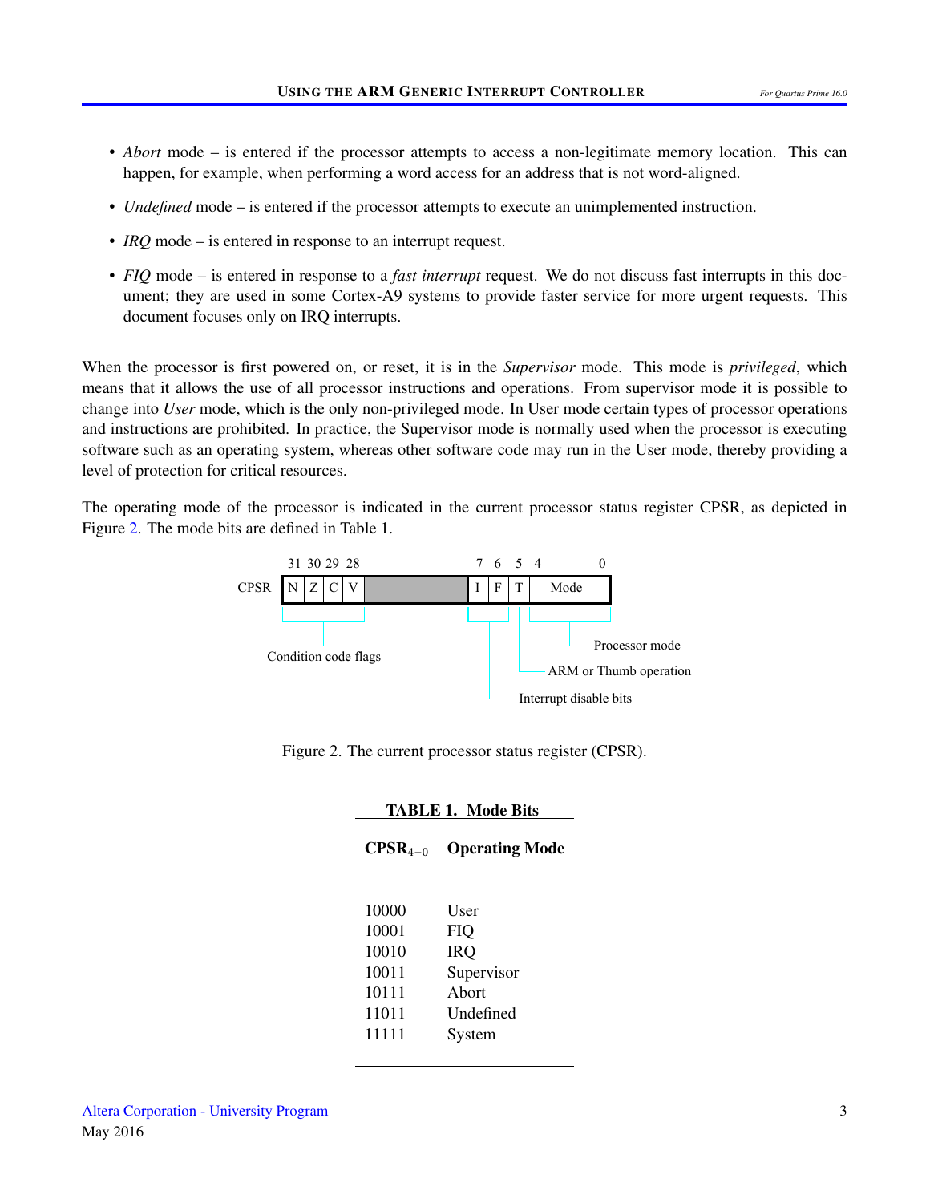- *Abort* mode – is entered if the processor attempts to access a non-legitimate memory location. This can happen, for example, when performing a word access for an address that is not word-aligned.
- *Undefined* mode – is entered if the processor attempts to execute an unimplemented instruction.
- *IRQ* mode – is entered in response to an interrupt request.
- *FIQ* mode – is entered in response to a *fast interrupt* request. We do not discuss fast interrupts in this document; they are used in some Cortex-A9 systems to provide faster service for more urgent requests. This document focuses only on IRQ interrupts.

When the processor is first powered on, or reset, it is in the *Supervisor* mode. This mode is *privileged*, which means that it allows the use of all processor instructions and operations. From supervisor mode it is possible to change into *User* mode, which is the only non-privileged mode. In User mode certain types of processor operations and instructions are prohibited. In practice, the Supervisor mode is normally used when the processor is executing software such as an operating system, whereas other software code may run in the User mode, thereby providing a level of protection for critical resources.

The operating mode of the processor is indicated in the current processor status register CPSR, as depicted in Figure 2. The mode bits are defined in Table 1.

| 31 | 30 | 29 | 28 | ... | 7 | 6 | 5 | 4 ... 0 |
|---|---|---|---|---|---|---|---|---|
| N | Z | C | V | | I | F | T | Mode |

Condition code flags (bits 31–28); Interrupt disable bits (bits 7–6); ARM or Thumb operation (bit 5); Processor mode (bits 4–0)

Figure 2. The current processor status register (CPSR).

**TABLE 1. Mode Bits**

| $CPSR_{4-0}$ | Operating Mode |
|---|---|
| 10000 | User |
| 10001 | FIQ |
| 10010 | IRQ |
| 10011 | Supervisor |
| 10111 | Abort |
| 11011 | Undefined |
| 11111 | System |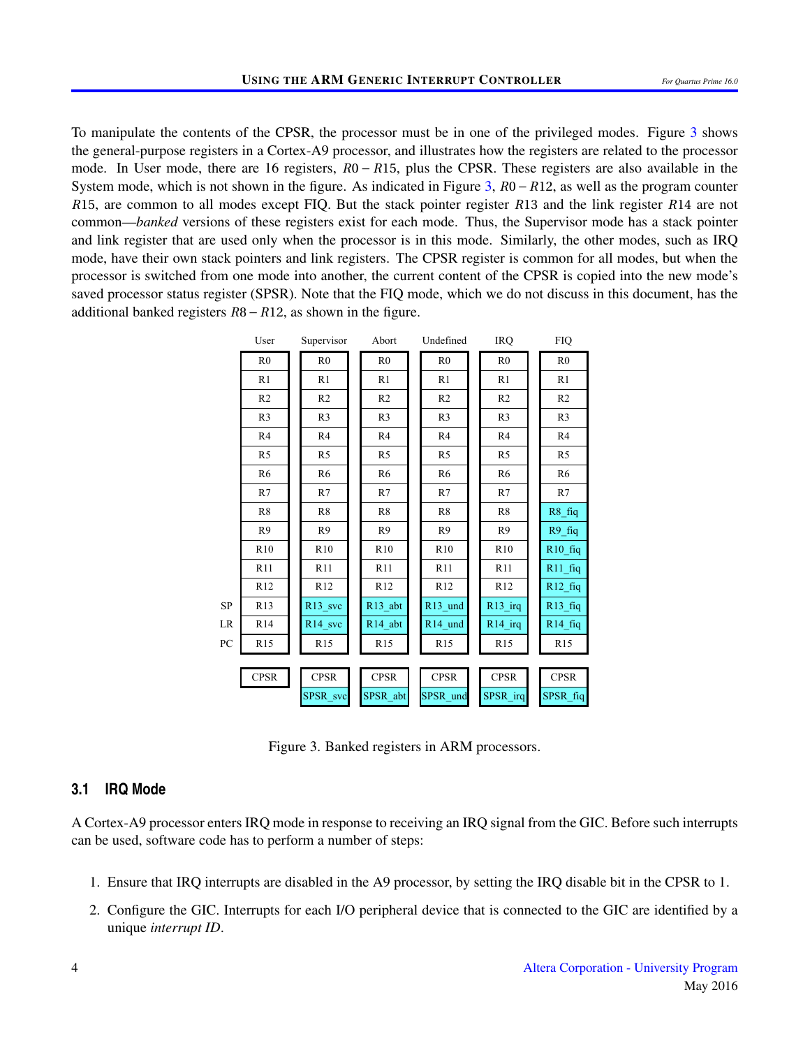To manipulate the contents of the CPSR, the processor must be in one of the privileged modes. Figure 3 shows the general-purpose registers in a Cortex-A9 processor, and illustrates how the registers are related to the processor mode. In User mode, there are 16 registers, $R0-R15$, plus the CPSR. These registers are also available in the System mode, which is not shown in the figure. As indicated in Figure 3, $R0-R12$, as well as the program counter $R15$, are common to all modes except FIQ. But the stack pointer register $R13$ and the link register $R14$ are not common—*banked* versions of these registers exist for each mode. Thus, the Supervisor mode has a stack pointer and link register that are used only when the processor is in this mode. Similarly, the other modes, such as IRQ mode, have their own stack pointers and link registers. The CPSR register is common for all modes, but when the processor is switched from one mode into another, the current content of the CPSR is copied into the new mode's saved processor status register (SPSR). Note that the FIQ mode, which we do not discuss in this document, has the additional banked registers $R8-R12$, as shown in the figure.

| | User | Supervisor | Abort | Undefined | IRQ | FIQ |
|---|---|---|---|---|---|---|
| | R0 | R0 | R0 | R0 | R0 | R0 |
| | R1 | R1 | R1 | R1 | R1 | R1 |
| | R2 | R2 | R2 | R2 | R2 | R2 |
| | R3 | R3 | R3 | R3 | R3 | R3 |
| | R4 | R4 | R4 | R4 | R4 | R4 |
| | R5 | R5 | R5 | R5 | R5 | R5 |
| | R6 | R6 | R6 | R6 | R6 | R6 |
| | R7 | R7 | R7 | R7 | R7 | R7 |
| | R8 | R8 | R8 | R8 | R8 | R8_fiq |
| | R9 | R9 | R9 | R9 | R9 | R9_fiq |
| | R10 | R10 | R10 | R10 | R10 | R10_fiq |
| | R11 | R11 | R11 | R11 | R11 | R11_fiq |
| | R12 | R12 | R12 | R12 | R12 | R12_fiq |
| SP | R13 | R13_svc | R13_abt | R13_und | R13_irq | R13_fiq |
| LR | R14 | R14_svc | R14_abt | R14_und | R14_irq | R14_fiq |
| PC | R15 | R15 | R15 | R15 | R15 | R15 |
| | CPSR | CPSR | CPSR | CPSR | CPSR | CPSR |
| | | SPSR_svc | SPSR_abt | SPSR_und | SPSR_irq | SPSR_fiq |

Figure 3. Banked registers in ARM processors.

### 3.1 IRQ Mode

A Cortex-A9 processor enters IRQ mode in response to receiving an IRQ signal from the GIC. Before such interrupts can be used, software code has to perform a number of steps:

1. Ensure that IRQ interrupts are disabled in the A9 processor, by setting the IRQ disable bit in the CPSR to 1.
2. Configure the GIC. Interrupts for each I/O peripheral device that is connected to the GIC are identified by a unique *interrupt ID*.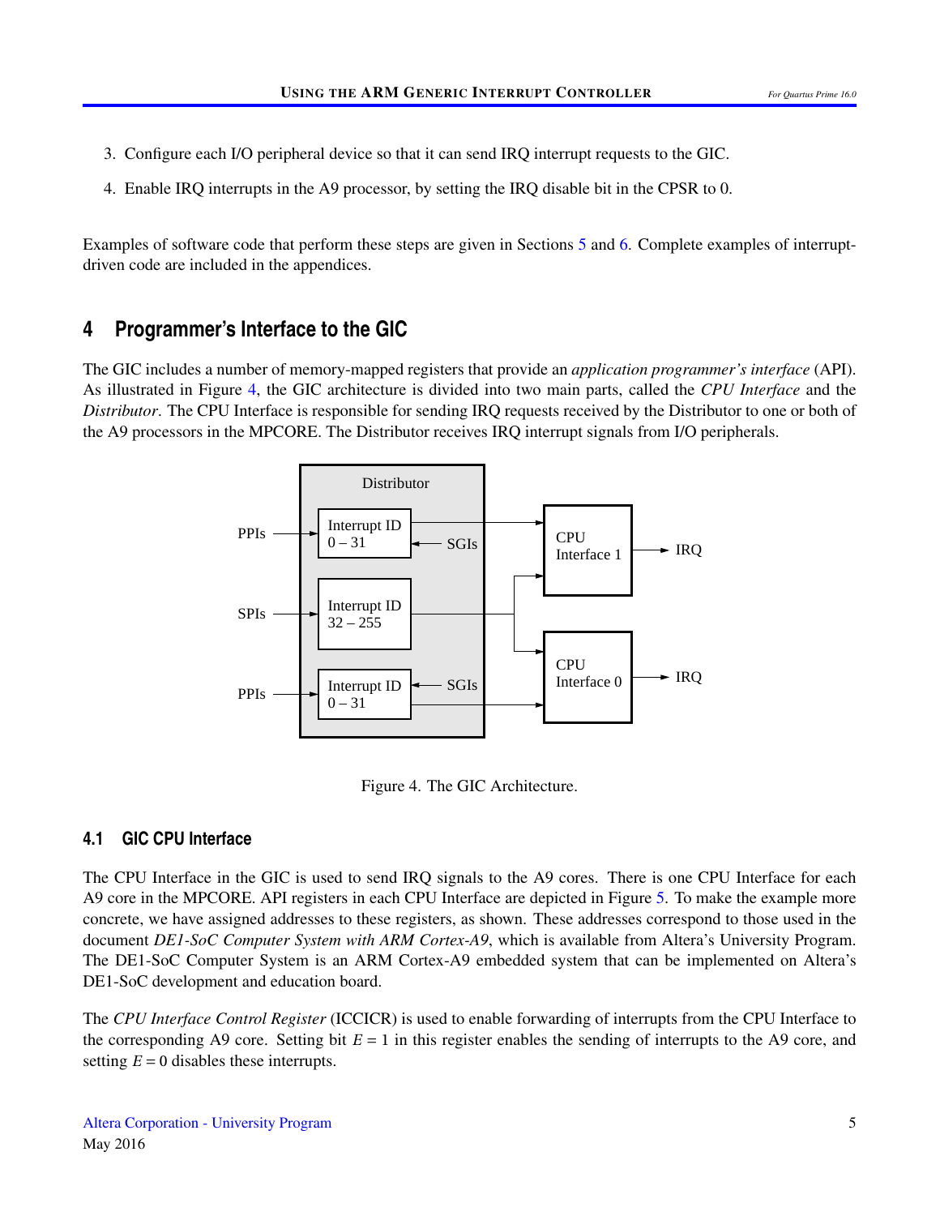3. Configure each I/O peripheral device so that it can send IRQ interrupt requests to the GIC.

4. Enable IRQ interrupts in the A9 processor, by setting the IRQ disable bit in the CPSR to 0.

Examples of software code that perform these steps are given in Sections 5 and 6. Complete examples of interrupt-driven code are included in the appendices.

## 4 Programmer's Interface to the GIC

The GIC includes a number of memory-mapped registers that provide an *application programmer's interface* (API). As illustrated in Figure 4, the GIC architecture is divided into two main parts, called the *CPU Interface* and the *Distributor*. The CPU Interface is responsible for sending IRQ requests received by the Distributor to one or both of the A9 processors in the MPCORE. The Distributor receives IRQ interrupt signals from I/O peripherals.

Figure 4. The GIC Architecture.

### 4.1 GIC CPU Interface

The CPU Interface in the GIC is used to send IRQ signals to the A9 cores. There is one CPU Interface for each A9 core in the MPCORE. API registers in each CPU Interface are depicted in Figure 5. To make the example more concrete, we have assigned addresses to these registers, as shown. These addresses correspond to those used in the document *DE1-SoC Computer System with ARM Cortex-A9*, which is available from Altera's University Program. The DE1-SoC Computer System is an ARM Cortex-A9 embedded system that can be implemented on Altera's DE1-SoC development and education board.

The *CPU Interface Control Register* (ICCICR) is used to enable forwarding of interrupts from the CPU Interface to the corresponding A9 core. Setting bit $E = 1$ in this register enables the sending of interrupts to the A9 core, and setting $E = 0$ disables these interrupts.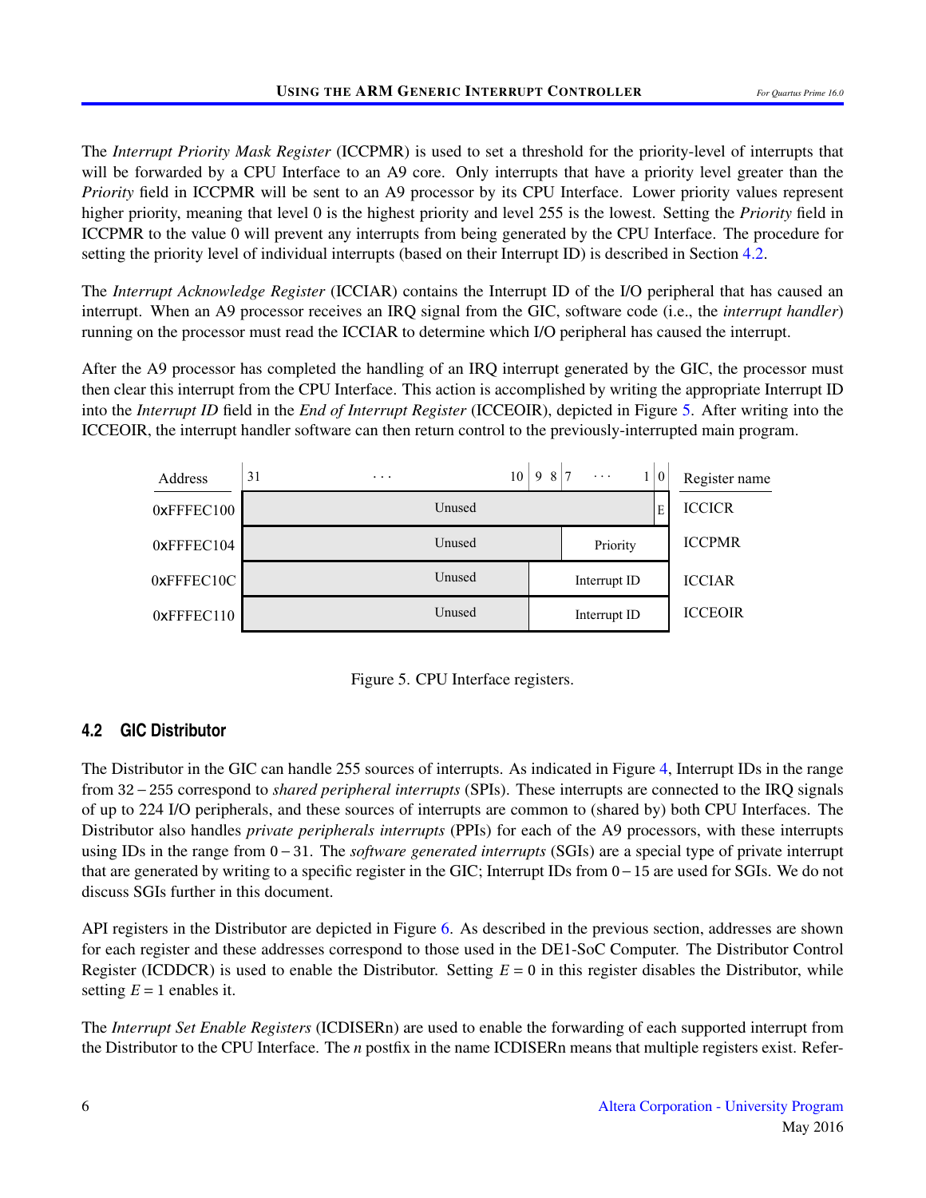The *Interrupt Priority Mask Register* (ICCPMR) is used to set a threshold for the priority-level of interrupts that will be forwarded by a CPU Interface to an A9 core. Only interrupts that have a priority level greater than the *Priority* field in ICCPMR will be sent to an A9 processor by its CPU Interface. Lower priority values represent higher priority, meaning that level 0 is the highest priority and level 255 is the lowest. Setting the *Priority* field in ICCPMR to the value 0 will prevent any interrupts from being generated by the CPU Interface. The procedure for setting the priority level of individual interrupts (based on their Interrupt ID) is described in Section 4.2.

The *Interrupt Acknowledge Register* (ICCIAR) contains the Interrupt ID of the I/O peripheral that has caused an interrupt. When an A9 processor receives an IRQ signal from the GIC, software code (i.e., the *interrupt handler*) running on the processor must read the ICCIAR to determine which I/O peripheral has caused the interrupt.

After the A9 processor has completed the handling of an IRQ interrupt generated by the GIC, the processor must then clear this interrupt from the CPU Interface. This action is accomplished by writing the appropriate Interrupt ID into the *Interrupt ID* field in the *End of Interrupt Register* (ICCEOIR), depicted in Figure 5. After writing into the ICCEOIR, the interrupt handler software can then return control to the previously-interrupted main program.

| Address | 31 … 10 | 9 8 | 7 … 1 | 0 | Register name |
|---|---|---|---|---|---|
| 0xFFFEC100 | Unused | Unused | Unused | E | ICCICR |
| 0xFFFEC104 | Unused | Unused | Priority | Priority | ICCPMR |
| 0xFFFEC10C | Unused | Interrupt ID | Interrupt ID | Interrupt ID | ICCIAR |
| 0xFFFEC110 | Unused | Interrupt ID | Interrupt ID | Interrupt ID | ICCEOIR |

Figure 5. CPU Interface registers.

### 4.2 GIC Distributor

The Distributor in the GIC can handle 255 sources of interrupts. As indicated in Figure 4, Interrupt IDs in the range from $32-255$ correspond to *shared peripheral interrupts* (SPIs). These interrupts are connected to the IRQ signals of up to 224 I/O peripherals, and these sources of interrupts are common to (shared by) both CPU Interfaces. The Distributor also handles *private peripherals interrupts* (PPIs) for each of the A9 processors, with these interrupts using IDs in the range from $0-31$. The *software generated interrupts* (SGIs) are a special type of private interrupt that are generated by writing to a specific register in the GIC; Interrupt IDs from $0-15$ are used for SGIs. We do not discuss SGIs further in this document.

API registers in the Distributor are depicted in Figure 6. As described in the previous section, addresses are shown for each register and these addresses correspond to those used in the DE1-SoC Computer. The Distributor Control Register (ICDDCR) is used to enable the Distributor. Setting $E = 0$ in this register disables the Distributor, while setting $E = 1$ enables it.

The *Interrupt Set Enable Registers* (ICDISERn) are used to enable the forwarding of each supported interrupt from the Distributor to the CPU Interface. The *n* postfix in the name ICDISERn means that multiple registers exist. Refer-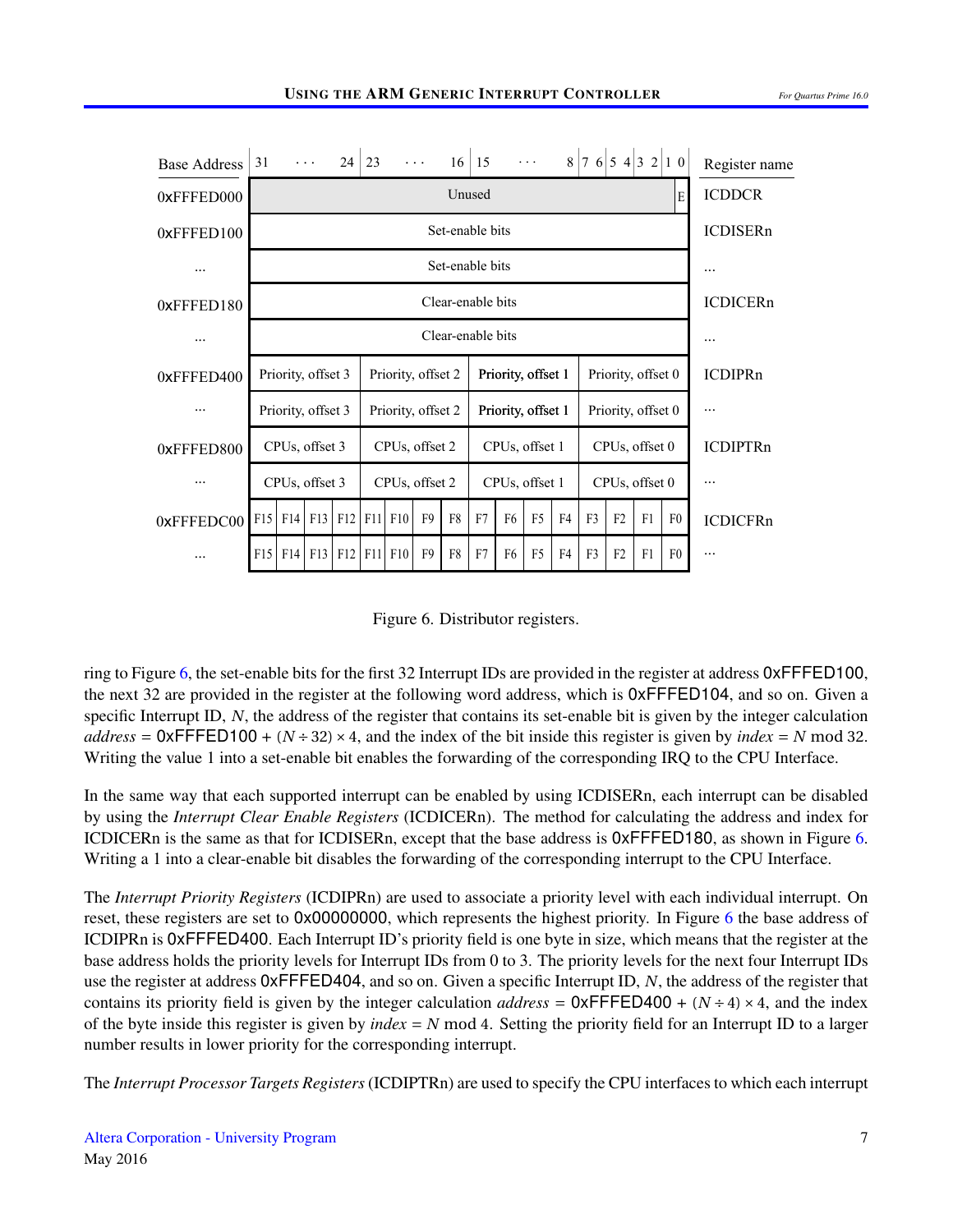| Base Address | 31 ... 24 | 23 ... 16 | 15 ... 8 | 7 6 5 4 3 2 1 0 | Register name |
|---|---|---|---|---|---|
| 0xFFFED000 | Unused | | | E | ICDDCR |
| 0xFFFED100 | Set-enable bits | | | | ICDISERn |
| ... | Set-enable bits | | | | ... |
| 0xFFFED180 | Clear-enable bits | | | | ICDICERn |
| ... | Clear-enable bits | | | | ... |
| 0xFFFED400 | Priority, offset 3 | Priority, offset 2 | Priority, offset 1 | Priority, offset 0 | ICDIPRn |
| ... | Priority, offset 3 | Priority, offset 2 | Priority, offset 1 | Priority, offset 0 | ... |
| 0xFFFED800 | CPUs, offset 3 | CPUs, offset 2 | CPUs, offset 1 | CPUs, offset 0 | ICDIPTRn |
| ... | CPUs, offset 3 | CPUs, offset 2 | CPUs, offset 1 | CPUs, offset 0 | ... |
| 0xFFFEDC00 | F15 F14 F13 F12 | F11 F10 F9 F8 | F7 F6 F5 F4 | F3 F2 F1 F0 | ICDICFRn |
| ... | F15 F14 F13 F12 | F11 F10 F9 F8 | F7 F6 F5 F4 | F3 F2 F1 F0 | ... |

Figure 6. Distributor registers.

ring to Figure 6, the set-enable bits for the first 32 Interrupt IDs are provided in the register at address 0xFFFED100, the next 32 are provided in the register at the following word address, which is 0xFFFED104, and so on. Given a specific Interrupt ID, $N$, the address of the register that contains its set-enable bit is given by the integer calculation *address* = 0xFFFED100 + $(N \div 32) \times 4$, and the index of the bit inside this register is given by *index* = $N$ mod 32. Writing the value 1 into a set-enable bit enables the forwarding of the corresponding IRQ to the CPU Interface.

In the same way that each supported interrupt can be enabled by using ICDISERn, each interrupt can be disabled by using the *Interrupt Clear Enable Registers* (ICDICERn). The method for calculating the address and index for ICDICERn is the same as that for ICDISERn, except that the base address is 0xFFFED180, as shown in Figure 6. Writing a 1 into a clear-enable bit disables the forwarding of the corresponding interrupt to the CPU Interface.

The *Interrupt Priority Registers* (ICDIPRn) are used to associate a priority level with each individual interrupt. On reset, these registers are set to 0x00000000, which represents the highest priority. In Figure 6 the base address of ICDIPRn is 0xFFFED400. Each Interrupt ID's priority field is one byte in size, which means that the register at the base address holds the priority levels for Interrupt IDs from 0 to 3. The priority levels for the next four Interrupt IDs use the register at address 0xFFFED404, and so on. Given a specific Interrupt ID, $N$, the address of the register that contains its priority field is given by the integer calculation *address* = 0xFFFED400 + $(N \div 4) \times 4$, and the index of the byte inside this register is given by *index* = $N$ mod 4. Setting the priority field for an Interrupt ID to a larger number results in lower priority for the corresponding interrupt.

The *Interrupt Processor Targets Registers* (ICDIPTRn) are used to specify the CPU interfaces to which each interrupt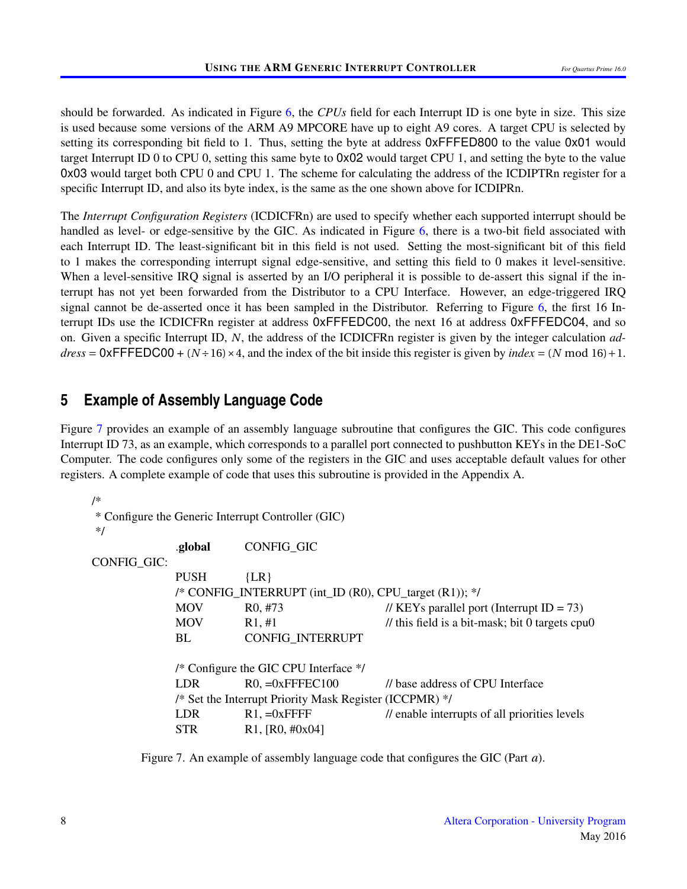should be forwarded. As indicated in Figure 6, the *CPUs* field for each Interrupt ID is one byte in size. This size is used because some versions of the ARM A9 MPCORE have up to eight A9 cores. A target CPU is selected by setting its corresponding bit field to 1. Thus, setting the byte at address 0xFFFED800 to the value 0x01 would target Interrupt ID 0 to CPU 0, setting this same byte to 0x02 would target CPU 1, and setting the byte to the value 0x03 would target both CPU 0 and CPU 1. The scheme for calculating the address of the ICDIPTRn register for a specific Interrupt ID, and also its byte index, is the same as the one shown above for ICDIPRn.

The *Interrupt Configuration Registers* (ICDICFRn) are used to specify whether each supported interrupt should be handled as level- or edge-sensitive by the GIC. As indicated in Figure 6, there is a two-bit field associated with each Interrupt ID. The least-significant bit in this field is not used. Setting the most-significant bit of this field to 1 makes the corresponding interrupt signal edge-sensitive, and setting this field to 0 makes it level-sensitive. When a level-sensitive IRQ signal is asserted by an I/O peripheral it is possible to de-assert this signal if the interrupt has not yet been forwarded from the Distributor to a CPU Interface. However, an edge-triggered IRQ signal cannot be de-asserted once it has been sampled in the Distributor. Referring to Figure 6, the first 16 Interrupt IDs use the ICDICFRn register at address 0xFFFEDC00, the next 16 at address 0xFFFEDC04, and so on. Given a specific Interrupt ID, $N$, the address of the ICDICFRn register is given by the integer calculation *address* = 0xFFFEDC00 + $(N \div 16) \times 4$, and the index of the bit inside this register is given by *index* = $(N \bmod 16) + 1$.

## 5 Example of Assembly Language Code

Figure 7 provides an example of an assembly language subroutine that configures the GIC. This code configures Interrupt ID 73, as an example, which corresponds to a parallel port connected to pushbutton KEYs in the DE1-SoC Computer. The code configures only some of the registers in the GIC and uses acceptable default values for other registers. A complete example of code that uses this subroutine is provided in the Appendix A.

```
/*
 * Configure the Generic Interrupt Controller (GIC)
 */
                .global     CONFIG_GIC
CONFIG_GIC:
                PUSH        {LR}
                /* CONFIG_INTERRUPT (int_ID (R0), CPU_target (R1)); */
                MOV         R0, #73             // KEYs parallel port (Interrupt ID = 73)
                MOV         R1, #1              // this field is a bit-mask; bit 0 targets cpu0
                BL          CONFIG_INTERRUPT

                /* Configure the GIC CPU Interface */
                LDR         R0, =0xFFFEC100     // base address of CPU Interface
                /* Set the Interrupt Priority Mask Register (ICCPMR) */
                LDR         R1, =0xFFFF         // enable interrupts of all priorities levels
                STR         R1, [R0, #0x04]
```

Figure 7. An example of assembly language code that configures the GIC (Part *a*).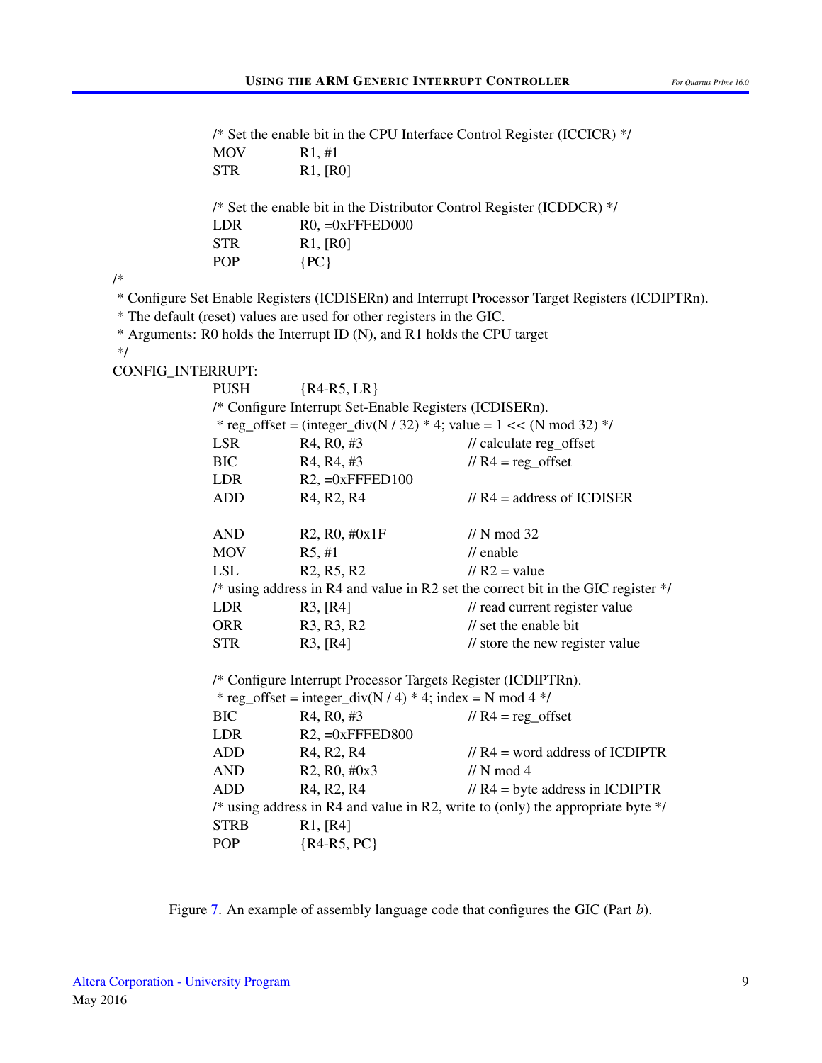```
                /* Set the enable bit in the CPU Interface Control Register (ICCICR) */
                MOV         R1, #1
                STR         R1, [R0]

                /* Set the enable bit in the Distributor Control Register (ICDDCR) */
                LDR         R0, =0xFFFED000
                STR         R1, [R0]
                POP         {PC}
/*
 * Configure Set Enable Registers (ICDISERn) and Interrupt Processor Target Registers (ICDIPTRn).
 * The default (reset) values are used for other registers in the GIC.
 * Arguments: R0 holds the Interrupt ID (N), and R1 holds the CPU target
 */
CONFIG_INTERRUPT:
                PUSH        {R4-R5, LR}
                /* Configure Interrupt Set-Enable Registers (ICDISERn).
                 * reg_offset = (integer_div(N / 32) * 4; value = 1 << (N mod 32) */
                LSR         R4, R0, #3              // calculate reg_offset
                BIC         R4, R4, #3              // R4 = reg_offset
                LDR         R2, =0xFFFED100
                ADD         R4, R2, R4              // R4 = address of ICDISER

                AND         R2, R0, #0x1F           // N mod 32
                MOV         R5, #1                  // enable
                LSL         R2, R5, R2              // R2 = value
                /* using address in R4 and value in R2 set the correct bit in the GIC register */
                LDR         R3, [R4]                // read current register value
                ORR         R3, R3, R2              // set the enable bit
                STR         R3, [R4]                // store the new register value

                /* Configure Interrupt Processor Targets Register (ICDIPTRn).
                 * reg_offset = integer_div(N / 4) * 4; index = N mod 4 */
                BIC         R4, R0, #3              // R4 = reg_offset
                LDR         R2, =0xFFFED800
                ADD         R4, R2, R4              // R4 = word address of ICDIPTR
                AND         R2, R0, #0x3            // N mod 4
                ADD         R4, R2, R4              // R4 = byte address in ICDIPTR
                /* using address in R4 and value in R2, write to (only) the appropriate byte */
                STRB        R1, [R4]
                POP         {R4-R5, PC}
```

Figure 7. An example of assembly language code that configures the GIC (Part *b*).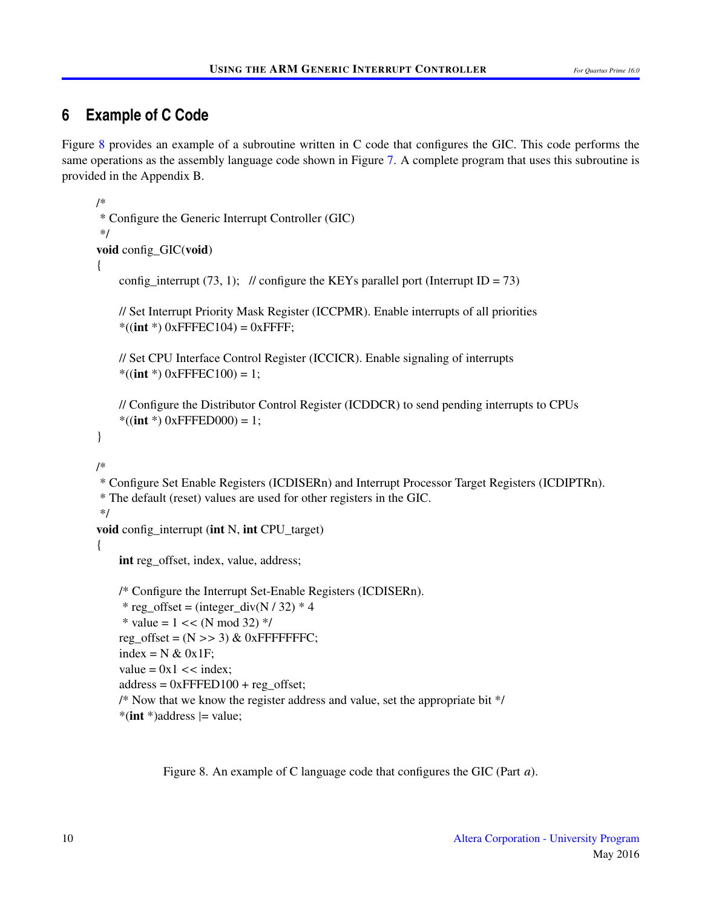## 6 Example of C Code

Figure 8 provides an example of a subroutine written in C code that configures the GIC. This code performs the same operations as the assembly language code shown in Figure 7. A complete program that uses this subroutine is provided in the Appendix B.

```
/*
 * Configure the Generic Interrupt Controller (GIC)
 */
void config_GIC(void)
{
    config_interrupt (73, 1);   // configure the KEYs parallel port (Interrupt ID = 73)

    // Set Interrupt Priority Mask Register (ICCPMR). Enable interrupts of all priorities
    *((int *) 0xFFFEC104) = 0xFFFF;

    // Set CPU Interface Control Register (ICCICR). Enable signaling of interrupts
    *((int *) 0xFFFEC100) = 1;

    // Configure the Distributor Control Register (ICDDCR) to send pending interrupts to CPUs
    *((int *) 0xFFFED000) = 1;
}

/*
 * Configure Set Enable Registers (ICDISERn) and Interrupt Processor Target Registers (ICDIPTRn).
 * The default (reset) values are used for other registers in the GIC.
 */
void config_interrupt (int N, int CPU_target)
{
    int reg_offset, index, value, address;

    /* Configure the Interrupt Set-Enable Registers (ICDISERn).
     * reg_offset = (integer_div(N / 32) * 4
     * value = 1 << (N mod 32) */
    reg_offset = (N >> 3) & 0xFFFFFFFC;
    index = N & 0x1F;
    value = 0x1 << index;
    address = 0xFFFED100 + reg_offset;
    /* Now that we know the register address and value, set the appropriate bit */
    *(int *)address |= value;
```

Figure 8. An example of C language code that configures the GIC (Part *a*).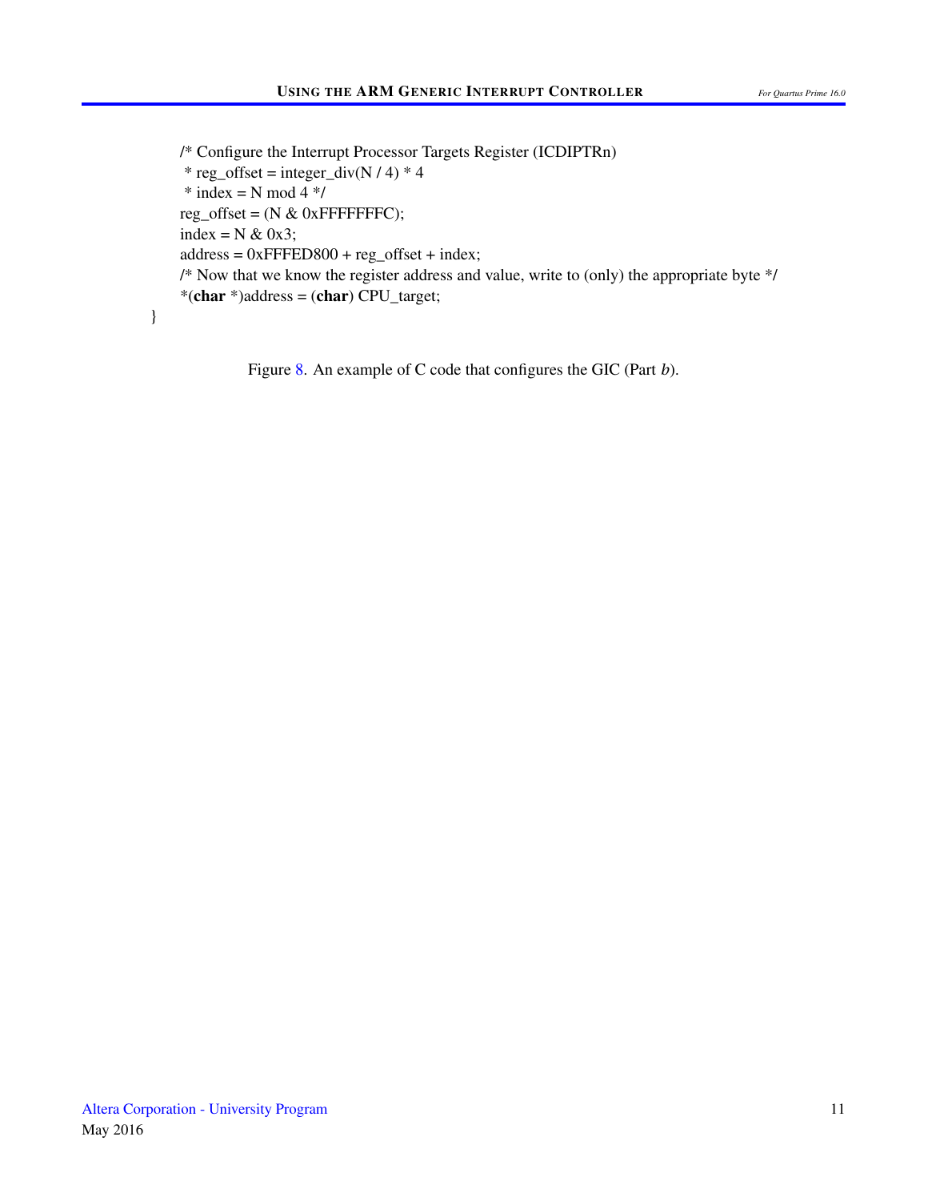```
    /* Configure the Interrupt Processor Targets Register (ICDIPTRn)
     * reg_offset = integer_div(N / 4) * 4
     * index = N mod 4 */
    reg_offset = (N & 0xFFFFFFFC);
    index = N & 0x3;
    address = 0xFFFED800 + reg_offset + index;
    /* Now that we know the register address and value, write to (only) the appropriate byte */
    *(char *)address = (char) CPU_target;
}
```

Figure 8. An example of C code that configures the GIC (Part *b*).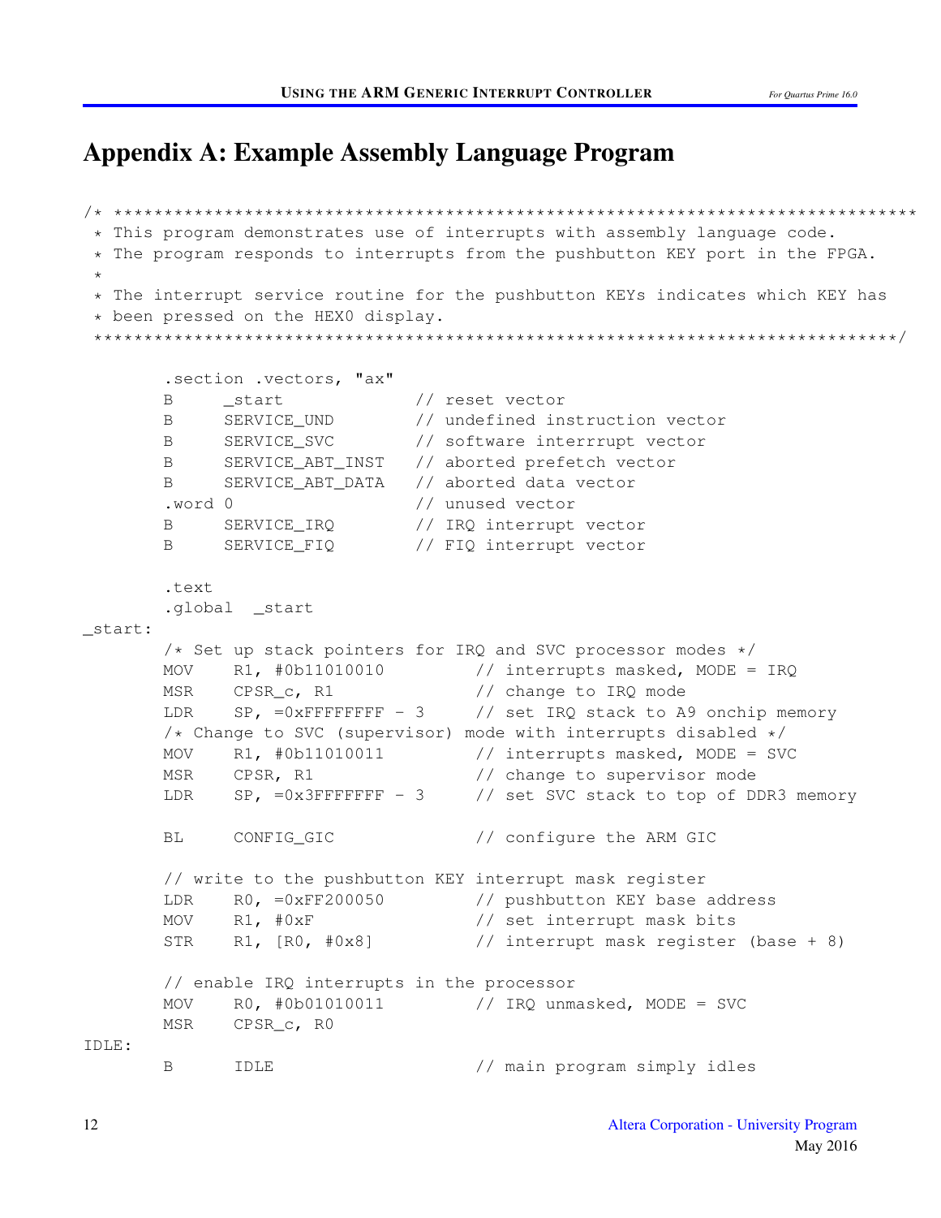# Appendix A: Example Assembly Language Program

```
/* ********************************************************************************
 * This program demonstrates use of interrupts with assembly language code.
 * The program responds to interrupts from the pushbutton KEY port in the FPGA.
 *
 * The interrupt service routine for the pushbutton KEYs indicates which KEY has
 * been pressed on the HEX0 display.
 ********************************************************************************/

        .section .vectors, "ax"
        B       _start              // reset vector
        B       SERVICE_UND         // undefined instruction vector
        B       SERVICE_SVC         // software interrrupt vector
        B       SERVICE_ABT_INST    // aborted prefetch vector
        B       SERVICE_ABT_DATA    // aborted data vector
        .word 0                     // unused vector
        B       SERVICE_IRQ         // IRQ interrupt vector
        B       SERVICE_FIQ         // FIQ interrupt vector

        .text
        .global  _start
_start:
        /* Set up stack pointers for IRQ and SVC processor modes */
        MOV     R1, #0b11010010         // interrupts masked, MODE = IRQ
        MSR     CPSR_c, R1              // change to IRQ mode
        LDR     SP, =0xFFFFFFFF - 3     // set IRQ stack to A9 onchip memory
        /* Change to SVC (supervisor) mode with interrupts disabled */
        MOV     R1, #0b11010011         // interrupts masked, MODE = SVC
        MSR     CPSR, R1                // change to supervisor mode
        LDR     SP, =0x3FFFFFFF - 3     // set SVC stack to top of DDR3 memory

        BL      CONFIG_GIC              // configure the ARM GIC

        // write to the pushbutton KEY interrupt mask register
        LDR     R0, =0xFF200050         // pushbutton KEY base address
        MOV     R1, #0xF                // set interrupt mask bits
        STR     R1, [R0, #0x8]          // interrupt mask register (base + 8)

        // enable IRQ interrupts in the processor
        MOV     R0, #0b01010011         // IRQ unmasked, MODE = SVC
        MSR     CPSR_c, R0
IDLE:
        B       IDLE                    // main program simply idles
```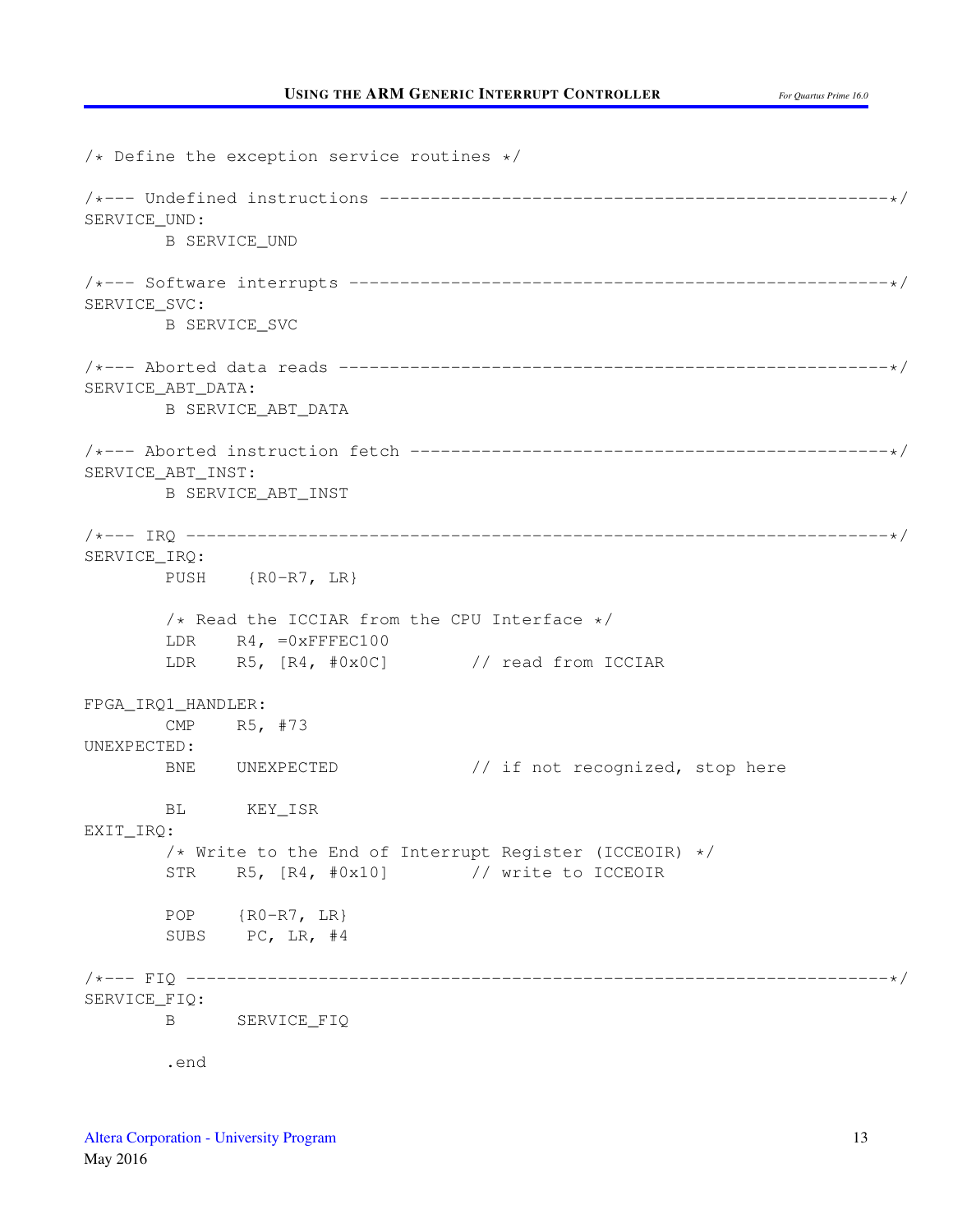```
/* Define the exception service routines */

/*--- Undefined instructions --------------------------------------------------*/
SERVICE_UND:
        B SERVICE_UND

/*--- Software interrupts -----------------------------------------------------*/
SERVICE_SVC:
        B SERVICE_SVC

/*--- Aborted data reads ------------------------------------------------------*/
SERVICE_ABT_DATA:
        B SERVICE_ABT_DATA

/*--- Aborted instruction fetch -----------------------------------------------*/
SERVICE_ABT_INST:
        B SERVICE_ABT_INST

/*--- IRQ ---------------------------------------------------------------------*/
SERVICE_IRQ:
        PUSH    {R0-R7, LR}

        /* Read the ICCIAR from the CPU Interface */
        LDR    R4, =0xFFFEC100
        LDR    R5, [R4, #0x0C]        // read from ICCIAR

FPGA_IRQ1_HANDLER:
        CMP    R5, #73
UNEXPECTED:
        BNE    UNEXPECTED             // if not recognized, stop here

        BL      KEY_ISR
EXIT_IRQ:
        /* Write to the End of Interrupt Register (ICCEOIR) */
        STR    R5, [R4, #0x10]        // write to ICCEOIR

        POP    {R0-R7, LR}
        SUBS    PC, LR, #4

/*--- FIQ ---------------------------------------------------------------------*/
SERVICE_FIQ:
        B      SERVICE_FIQ

        .end
```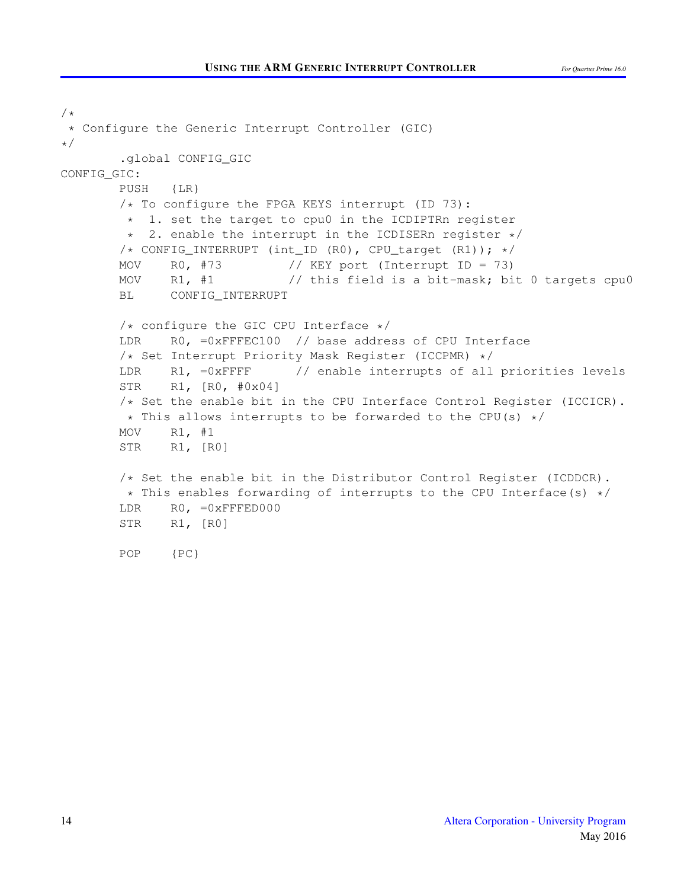```
/*
 * Configure the Generic Interrupt Controller (GIC)
*/
        .global CONFIG_GIC
CONFIG_GIC:
        PUSH   {LR}
        /* To configure the FPGA KEYS interrupt (ID 73):
         *  1. set the target to cpu0 in the ICDIPTRn register
         *  2. enable the interrupt in the ICDISERn register */
        /* CONFIG_INTERRUPT (int_ID (R0), CPU_target (R1)); */
        MOV    R0, #73         // KEY port (Interrupt ID = 73)
        MOV    R1, #1          // this field is a bit-mask; bit 0 targets cpu0
        BL     CONFIG_INTERRUPT

        /* configure the GIC CPU Interface */
        LDR    R0, =0xFFFEC100  // base address of CPU Interface
        /* Set Interrupt Priority Mask Register (ICCPMR) */
        LDR    R1, =0xFFFF      // enable interrupts of all priorities levels
        STR    R1, [R0, #0x04]
        /* Set the enable bit in the CPU Interface Control Register (ICCICR).
         * This allows interrupts to be forwarded to the CPU(s) */
        MOV    R1, #1
        STR    R1, [R0]

        /* Set the enable bit in the Distributor Control Register (ICDDCR).
         * This enables forwarding of interrupts to the CPU Interface(s) */
        LDR    R0, =0xFFFED000
        STR    R1, [R0]

        POP    {PC}
```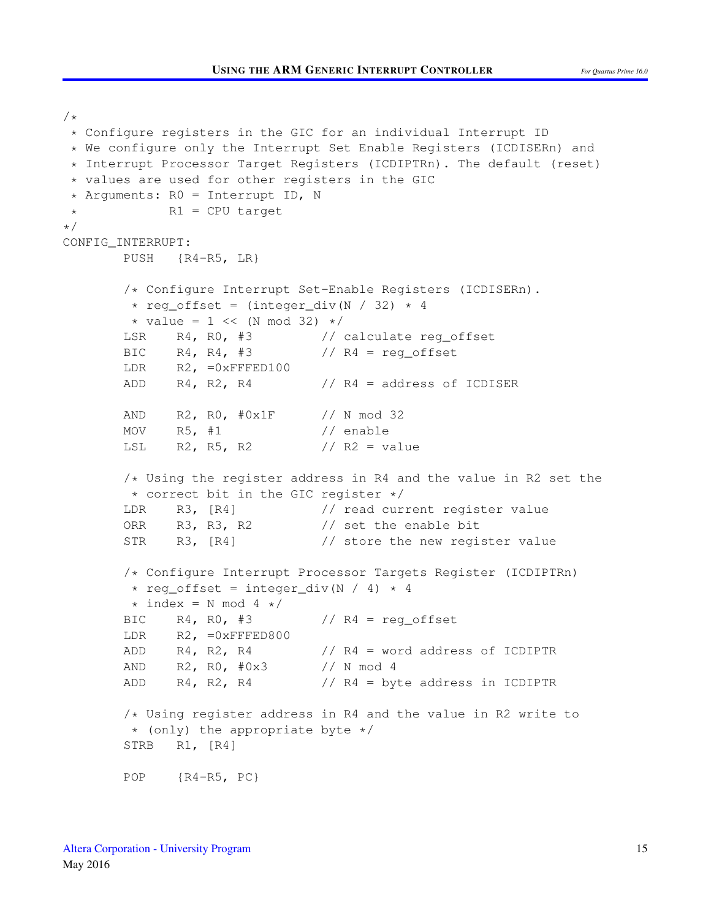```
/*
 * Configure registers in the GIC for an individual Interrupt ID
 * We configure only the Interrupt Set Enable Registers (ICDISERn) and
 * Interrupt Processor Target Registers (ICDIPTRn). The default (reset)
 * values are used for other registers in the GIC
 * Arguments: R0 = Interrupt ID, N
 *            R1 = CPU target
*/
CONFIG_INTERRUPT:
        PUSH   {R4-R5, LR}

        /* Configure Interrupt Set-Enable Registers (ICDISERn).
         * reg_offset = (integer_div(N / 32) * 4
         * value = 1 << (N mod 32) */
        LSR    R4, R0, #3          // calculate reg_offset
        BIC    R4, R4, #3          // R4 = reg_offset
        LDR    R2, =0xFFFED100
        ADD    R4, R2, R4          // R4 = address of ICDISER

        AND    R2, R0, #0x1F       // N mod 32
        MOV    R5, #1              // enable
        LSL    R2, R5, R2          // R2 = value

        /* Using the register address in R4 and the value in R2 set the
         * correct bit in the GIC register */
        LDR    R3, [R4]            // read current register value
        ORR    R3, R3, R2          // set the enable bit
        STR    R3, [R4]            // store the new register value

        /* Configure Interrupt Processor Targets Register (ICDIPTRn)
         * reg_offset = integer_div(N / 4) * 4
         * index = N mod 4 */
        BIC    R4, R0, #3          // R4 = reg_offset
        LDR    R2, =0xFFFED800
        ADD    R4, R2, R4          // R4 = word address of ICDIPTR
        AND    R2, R0, #0x3        // N mod 4
        ADD    R4, R2, R4          // R4 = byte address in ICDIPTR

        /* Using register address in R4 and the value in R2 write to
         * (only) the appropriate byte */
        STRB   R1, [R4]

        POP    {R4-R5, PC}
```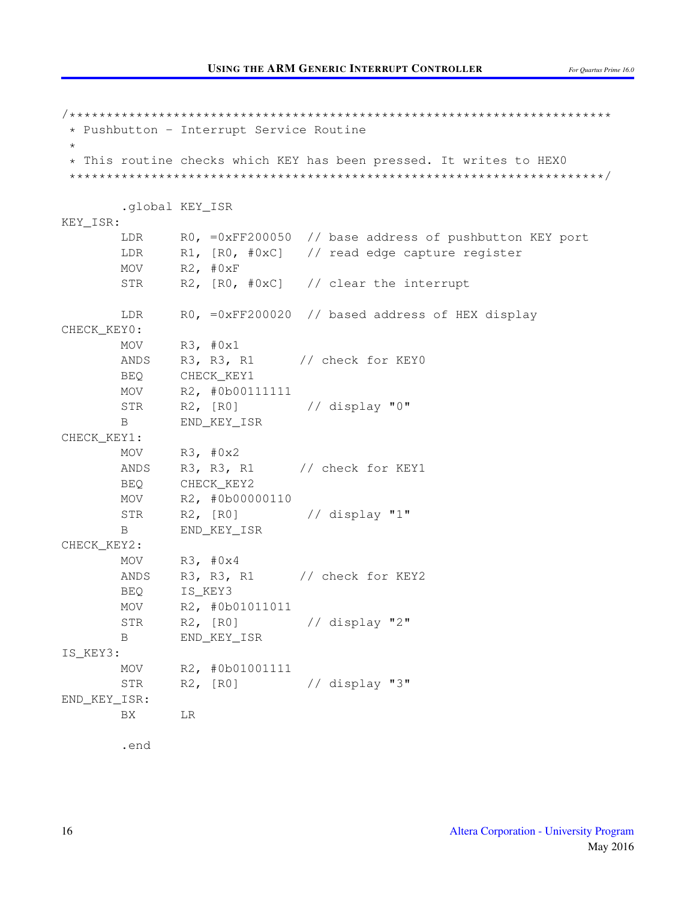```
/*************************************************************************
 * Pushbutton - Interrupt Service Routine
 *
 * This routine checks which KEY has been pressed. It writes to HEX0
 ************************************************************************/

        .global KEY_ISR
KEY_ISR:
        LDR     R0, =0xFF200050  // base address of pushbutton KEY port
        LDR     R1, [R0, #0xC]   // read edge capture register
        MOV     R2, #0xF
        STR     R2, [R0, #0xC]   // clear the interrupt

        LDR     R0, =0xFF200020  // based address of HEX display
CHECK_KEY0:
        MOV     R3, #0x1
        ANDS    R3, R3, R1      // check for KEY0
        BEQ     CHECK_KEY1
        MOV     R2, #0b00111111
        STR     R2, [R0]         // display "0"
        B       END_KEY_ISR
CHECK_KEY1:
        MOV     R3, #0x2
        ANDS    R3, R3, R1      // check for KEY1
        BEQ     CHECK_KEY2
        MOV     R2, #0b00000110
        STR     R2, [R0]         // display "1"
        B       END_KEY_ISR
CHECK_KEY2:
        MOV     R3, #0x4
        ANDS    R3, R3, R1      // check for KEY2
        BEQ     IS_KEY3
        MOV     R2, #0b01011011
        STR     R2, [R0]         // display "2"
        B       END_KEY_ISR
IS_KEY3:
        MOV     R2, #0b01001111
        STR     R2, [R0]         // display "3"
END_KEY_ISR:
        BX      LR

        .end
```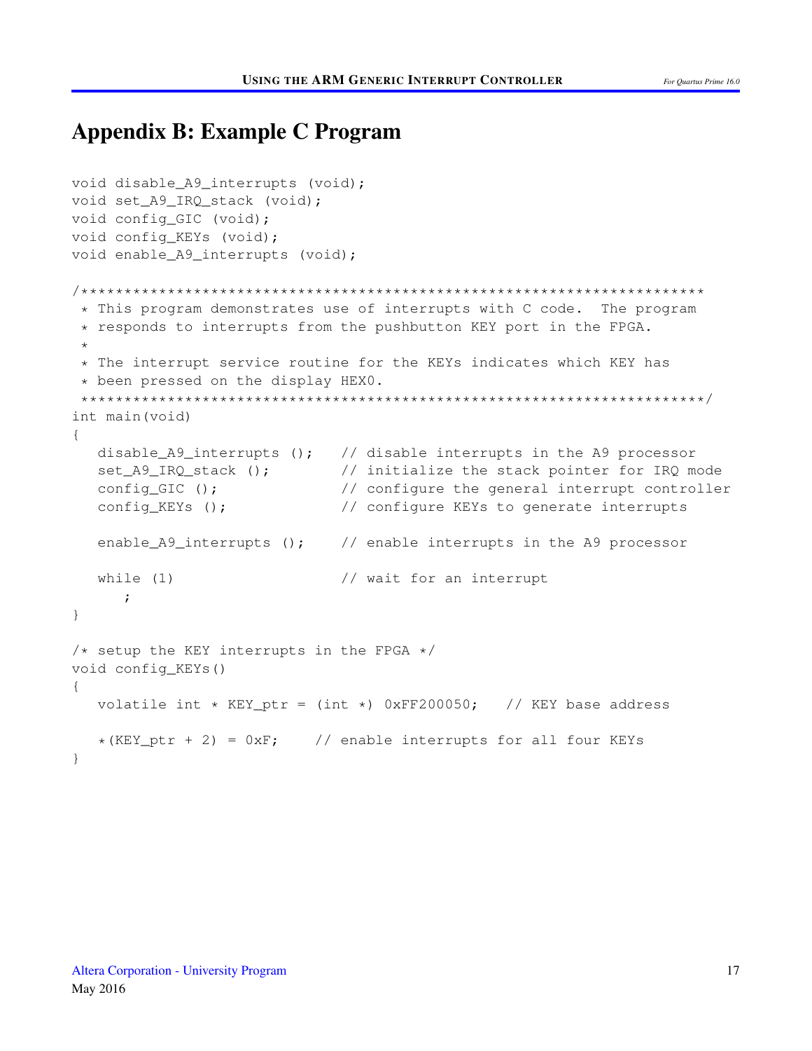# Appendix B: Example C Program

```
void disable_A9_interrupts (void);
void set_A9_IRQ_stack (void);
void config_GIC (void);
void config_KEYs (void);
void enable_A9_interrupts (void);

/* ******************************************************************
 * This program demonstrates use of interrupts with C code.  The program
 * responds to interrupts from the pushbutton KEY port in the FPGA.
 *
 * The interrupt service routine for the KEYs indicates which KEY has
 * been pressed on the display HEX0.
 ******************************************************************** */
int main(void)
{
   disable_A9_interrupts ();   // disable interrupts in the A9 processor
   set_A9_IRQ_stack ();        // initialize the stack pointer for IRQ mode
   config_GIC ();              // configure the general interrupt controller
   config_KEYs ();             // configure KEYs to generate interrupts

   enable_A9_interrupts ();    // enable interrupts in the A9 processor

   while (1)                   // wait for an interrupt
      ;
}

/* setup the KEY interrupts in the FPGA */
void config_KEYs()
{
   volatile int * KEY_ptr = (int *) 0xFF200050;   // KEY base address

   *(KEY_ptr + 2) = 0xF;    // enable interrupts for all four KEYs
}
```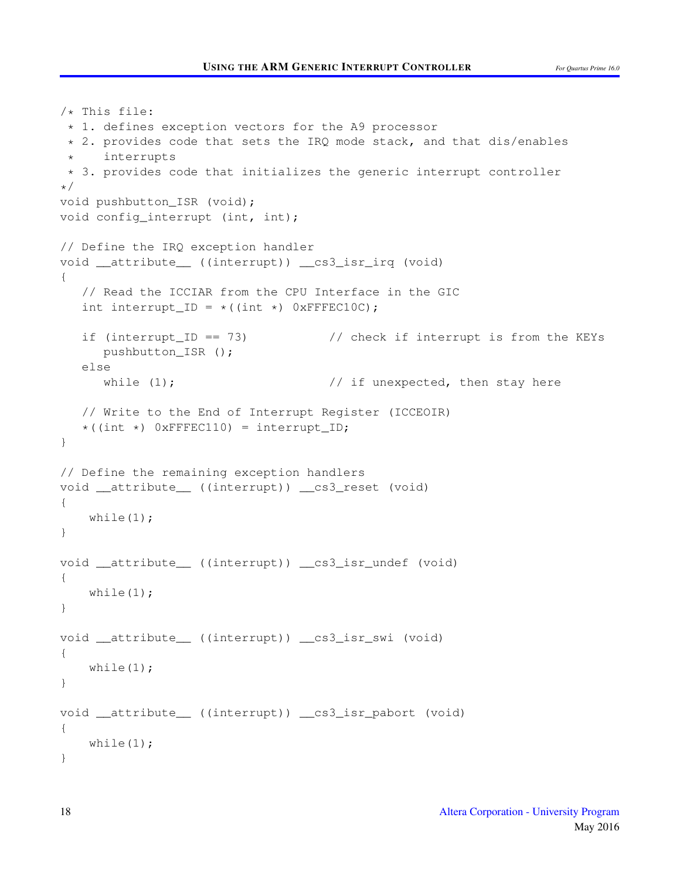```
/* This file:
 * 1. defines exception vectors for the A9 processor
 * 2. provides code that sets the IRQ mode stack, and that dis/enables
 *    interrupts
 * 3. provides code that initializes the generic interrupt controller
*/
void pushbutton_ISR (void);
void config_interrupt (int, int);

// Define the IRQ exception handler
void __attribute__ ((interrupt)) __cs3_isr_irq (void)
{
   // Read the ICCIAR from the CPU Interface in the GIC
   int interrupt_ID = *((int *) 0xFFFEC10C);

   if (interrupt_ID == 73)           // check if interrupt is from the KEYs
      pushbutton_ISR ();
   else
      while (1);                     // if unexpected, then stay here

   // Write to the End of Interrupt Register (ICCEOIR)
   *((int *) 0xFFFEC110) = interrupt_ID;
}

// Define the remaining exception handlers
void __attribute__ ((interrupt)) __cs3_reset (void)
{
    while(1);
}

void __attribute__ ((interrupt)) __cs3_isr_undef (void)
{
    while(1);
}

void __attribute__ ((interrupt)) __cs3_isr_swi (void)
{
    while(1);
}

void __attribute__ ((interrupt)) __cs3_isr_pabort (void)
{
    while(1);
}
```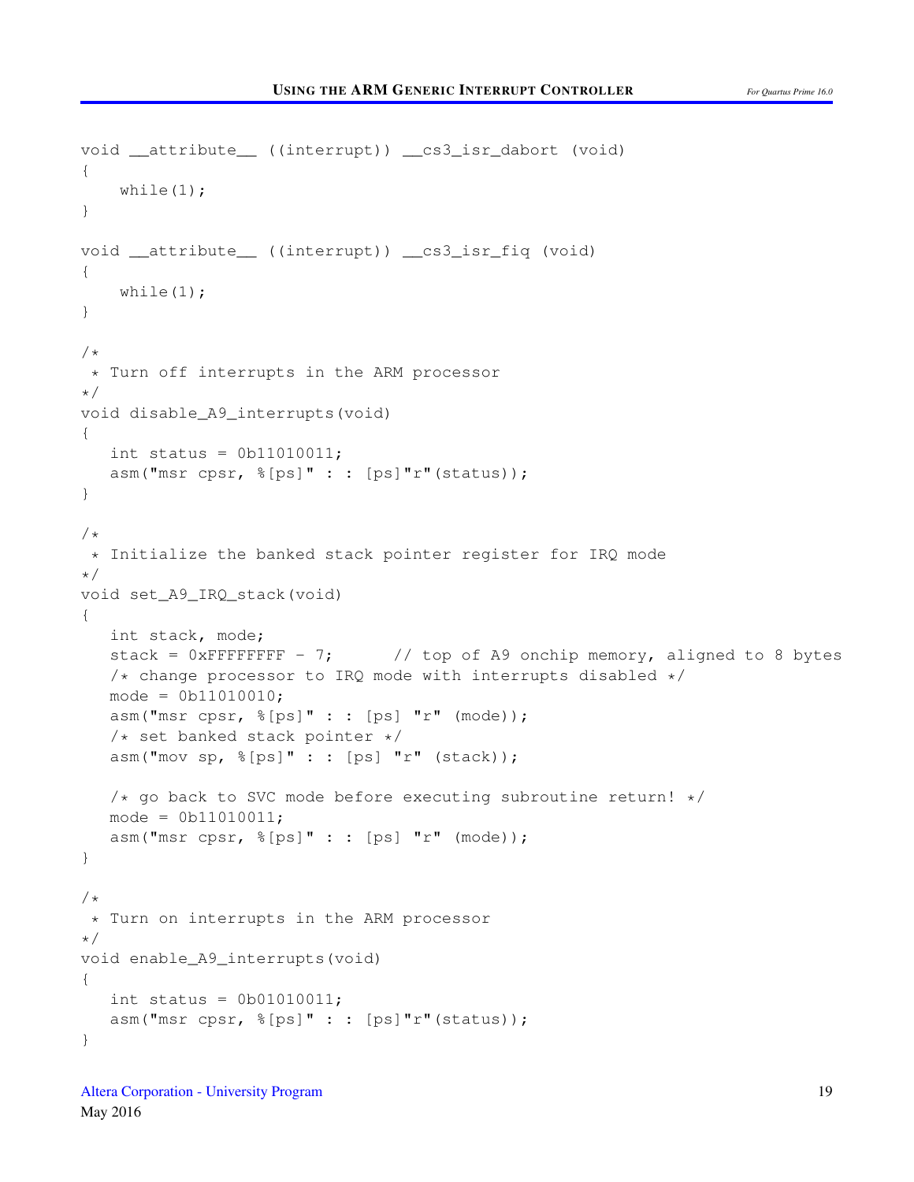```
void __attribute__ ((interrupt)) __cs3_isr_dabort (void)
{
    while(1);
}

void __attribute__ ((interrupt)) __cs3_isr_fiq (void)
{
    while(1);
}

/*
 * Turn off interrupts in the ARM processor
*/
void disable_A9_interrupts(void)
{
   int status = 0b11010011;
   asm("msr cpsr, %[ps]" : : [ps]"r"(status));
}

/*
 * Initialize the banked stack pointer register for IRQ mode
*/
void set_A9_IRQ_stack(void)
{
   int stack, mode;
   stack = 0xFFFFFFFF - 7;      // top of A9 onchip memory, aligned to 8 bytes
   /* change processor to IRQ mode with interrupts disabled */
   mode = 0b11010010;
   asm("msr cpsr, %[ps]" : : [ps] "r" (mode));
   /* set banked stack pointer */
   asm("mov sp, %[ps]" : : [ps] "r" (stack));

   /* go back to SVC mode before executing subroutine return! */
   mode = 0b11010011;
   asm("msr cpsr, %[ps]" : : [ps] "r" (mode));
}

/*
 * Turn on interrupts in the ARM processor
*/
void enable_A9_interrupts(void)
{
   int status = 0b01010011;
   asm("msr cpsr, %[ps]" : : [ps]"r"(status));
}
```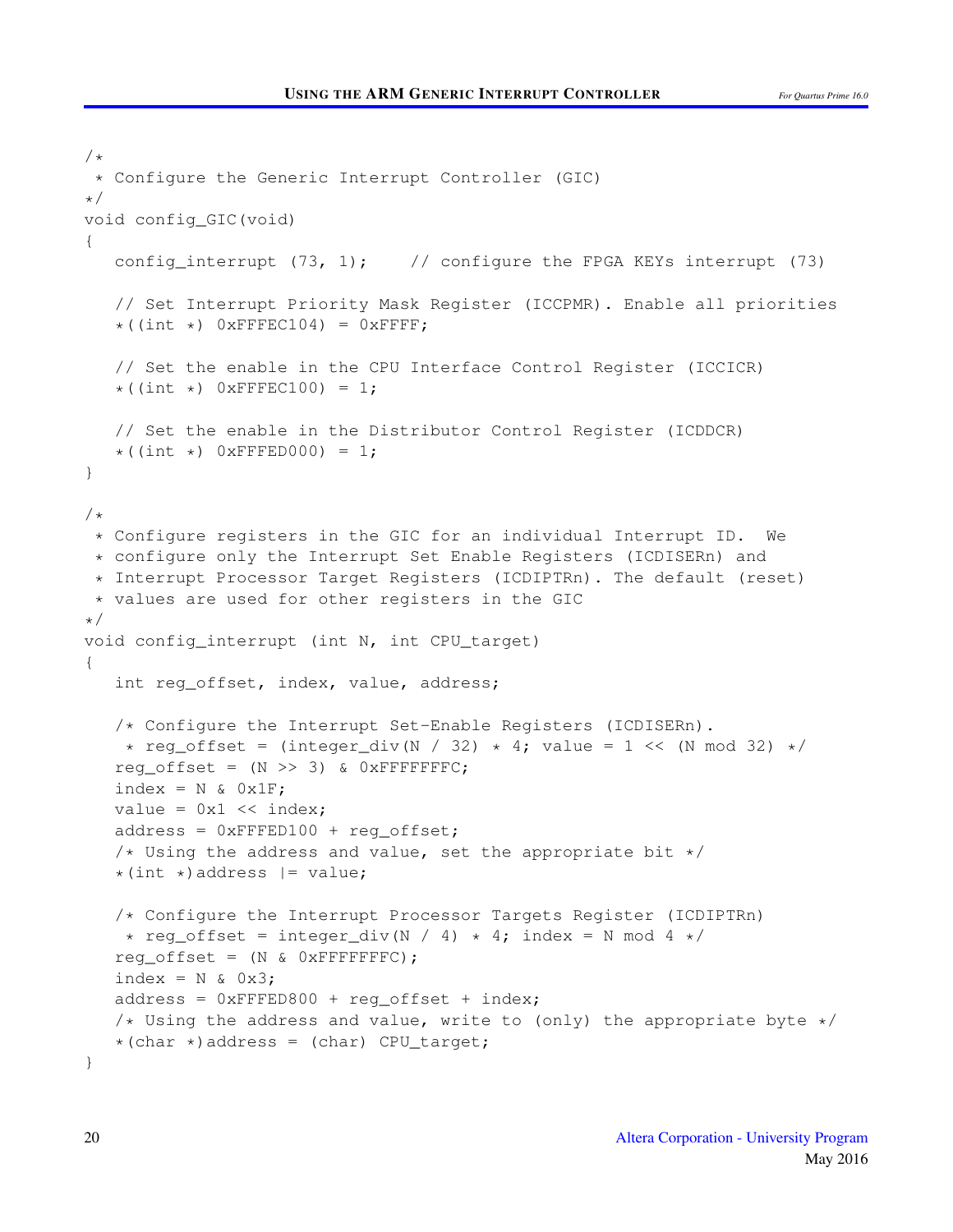```
/*
 * Configure the Generic Interrupt Controller (GIC)
*/
void config_GIC(void)
{
   config_interrupt (73, 1);    // configure the FPGA KEYs interrupt (73)

   // Set Interrupt Priority Mask Register (ICCPMR). Enable all priorities
   *((int *) 0xFFFEC104) = 0xFFFF;

   // Set the enable in the CPU Interface Control Register (ICCICR)
   *((int *) 0xFFFEC100) = 1;

   // Set the enable in the Distributor Control Register (ICDDCR)
   *((int *) 0xFFFED000) = 1;
}

/*
 * Configure registers in the GIC for an individual Interrupt ID.  We
 * configure only the Interrupt Set Enable Registers (ICDISERn) and
 * Interrupt Processor Target Registers (ICDIPTRn). The default (reset)
 * values are used for other registers in the GIC
*/
void config_interrupt (int N, int CPU_target)
{
   int reg_offset, index, value, address;

   /* Configure the Interrupt Set-Enable Registers (ICDISERn).
    * reg_offset = (integer_div(N / 32) * 4; value = 1 << (N mod 32) */
   reg_offset = (N >> 3) & 0xFFFFFFFC;
   index = N & 0x1F;
   value = 0x1 << index;
   address = 0xFFFED100 + reg_offset;
   /* Using the address and value, set the appropriate bit */
   *(int *)address |= value;

   /* Configure the Interrupt Processor Targets Register (ICDIPTRn)
    * reg_offset = integer_div(N / 4) * 4; index = N mod 4 */
   reg_offset = (N & 0xFFFFFFFC);
   index = N & 0x3;
   address = 0xFFFED800 + reg_offset + index;
   /* Using the address and value, write to (only) the appropriate byte */
   *(char *)address = (char) CPU_target;
}
```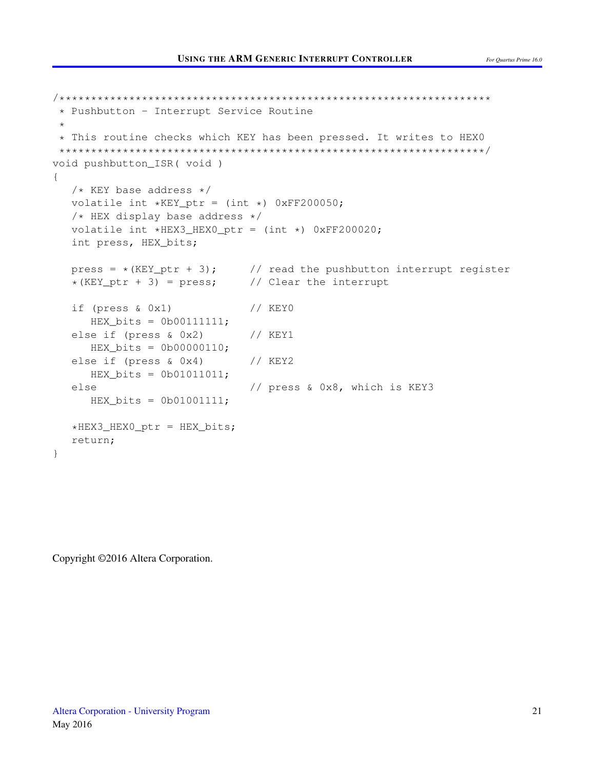```
/*******************************************************************
 * Pushbutton - Interrupt Service Routine
 *
 * This routine checks which KEY has been pressed. It writes to HEX0
 *******************************************************************/
void pushbutton_ISR( void )
{
   /* KEY base address */
   volatile int *KEY_ptr = (int *) 0xFF200050;
   /* HEX display base address */
   volatile int *HEX3_HEX0_ptr = (int *) 0xFF200020;
   int press, HEX_bits;

   press = *(KEY_ptr + 3);      // read the pushbutton interrupt register
   *(KEY_ptr + 3) = press;      // Clear the interrupt

   if (press & 0x1)             // KEY0
      HEX_bits = 0b00111111;
   else if (press & 0x2)        // KEY1
      HEX_bits = 0b00000110;
   else if (press & 0x4)        // KEY2
      HEX_bits = 0b01011011;
   else                         // press & 0x8, which is KEY3
      HEX_bits = 0b01001111;

   *HEX3_HEX0_ptr = HEX_bits;
   return;
}
```

Copyright ©2016 Altera Corporation.